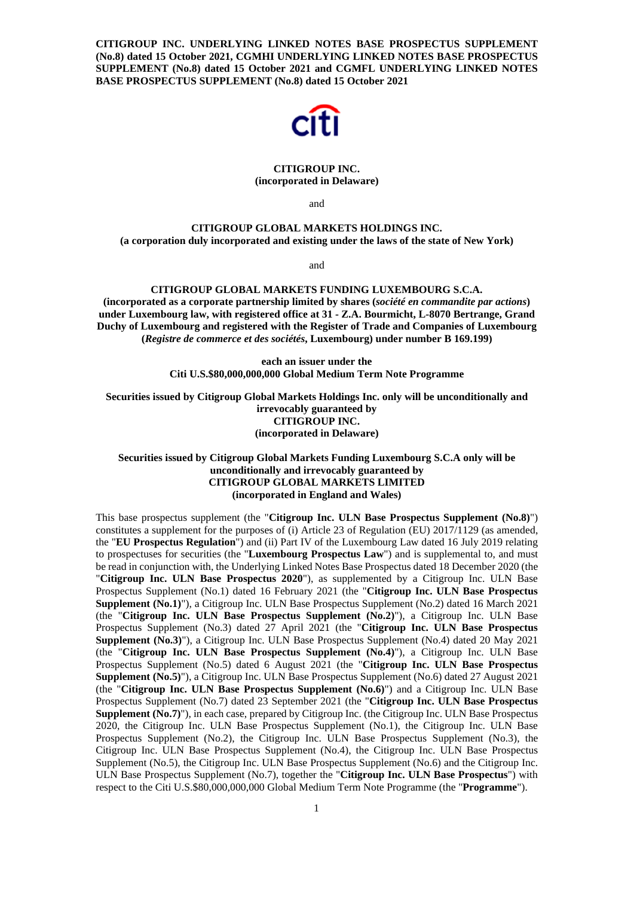**CITIGROUP INC. UNDERLYING LINKED NOTES BASE PROSPECTUS SUPPLEMENT (No.8) dated 15 October 2021, CGMHI UNDERLYING LINKED NOTES BASE PROSPECTUS SUPPLEMENT (No.8) dated 15 October 2021 and CGMFL UNDERLYING LINKED NOTES BASE PROSPECTUS SUPPLEMENT (No.8) dated 15 October 2021**

**CITIGROUP INC.**
**(incorporated in Delaware)**

and

**CITIGROUP GLOBAL MARKETS HOLDINGS INC.**
**(a corporation duly incorporated and existing under the laws of the state of New York)**

and

**CITIGROUP GLOBAL MARKETS FUNDING LUXEMBOURG S.C.A.**
**(incorporated as a corporate partnership limited by shares (*société en commandite par actions*) under Luxembourg law, with registered office at 31 - Z.A. Bourmicht, L-8070 Bertrange, Grand Duchy of Luxembourg and registered with the Register of Trade and Companies of Luxembourg (*Registre de commerce et des sociétés*, Luxembourg) under number B 169.199)**

**each an issuer under the**
**Citi U.S.$80,000,000,000 Global Medium Term Note Programme**

**Securities issued by Citigroup Global Markets Holdings Inc. only will be unconditionally and irrevocably guaranteed by**
**CITIGROUP INC.**
**(incorporated in Delaware)**

**Securities issued by Citigroup Global Markets Funding Luxembourg S.C.A only will be unconditionally and irrevocably guaranteed by**
**CITIGROUP GLOBAL MARKETS LIMITED**
**(incorporated in England and Wales)**

This base prospectus supplement (the "**Citigroup Inc. ULN Base Prospectus Supplement (No.8)**") constitutes a supplement for the purposes of (i) Article 23 of Regulation (EU) 2017/1129 (as amended, the "**EU Prospectus Regulation**") and (ii) Part IV of the Luxembourg Law dated 16 July 2019 relating to prospectuses for securities (the "**Luxembourg Prospectus Law**") and is supplemental to, and must be read in conjunction with, the Underlying Linked Notes Base Prospectus dated 18 December 2020 (the "**Citigroup Inc. ULN Base Prospectus 2020**"), as supplemented by a Citigroup Inc. ULN Base Prospectus Supplement (No.1) dated 16 February 2021 (the "**Citigroup Inc. ULN Base Prospectus Supplement (No.1)**"), a Citigroup Inc. ULN Base Prospectus Supplement (No.2) dated 16 March 2021 (the "**Citigroup Inc. ULN Base Prospectus Supplement (No.2)**"), a Citigroup Inc. ULN Base Prospectus Supplement (No.3) dated 27 April 2021 (the "**Citigroup Inc. ULN Base Prospectus Supplement (No.3)**"), a Citigroup Inc. ULN Base Prospectus Supplement (No.4) dated 20 May 2021 (the "**Citigroup Inc. ULN Base Prospectus Supplement (No.4)**"), a Citigroup Inc. ULN Base Prospectus Supplement (No.5) dated 6 August 2021 (the "**Citigroup Inc. ULN Base Prospectus Supplement (No.5)**"), a Citigroup Inc. ULN Base Prospectus Supplement (No.6) dated 27 August 2021 (the "**Citigroup Inc. ULN Base Prospectus Supplement (No.6)**") and a Citigroup Inc. ULN Base Prospectus Supplement (No.7) dated 23 September 2021 (the "**Citigroup Inc. ULN Base Prospectus Supplement (No.7)**"), in each case, prepared by Citigroup Inc. (the Citigroup Inc. ULN Base Prospectus 2020, the Citigroup Inc. ULN Base Prospectus Supplement (No.1), the Citigroup Inc. ULN Base Prospectus Supplement (No.2), the Citigroup Inc. ULN Base Prospectus Supplement (No.3), the Citigroup Inc. ULN Base Prospectus Supplement (No.4), the Citigroup Inc. ULN Base Prospectus Supplement (No.5), the Citigroup Inc. ULN Base Prospectus Supplement (No.6) and the Citigroup Inc. ULN Base Prospectus Supplement (No.7), together the "**Citigroup Inc. ULN Base Prospectus**") with respect to the Citi U.S.$80,000,000,000 Global Medium Term Note Programme (the "**Programme**").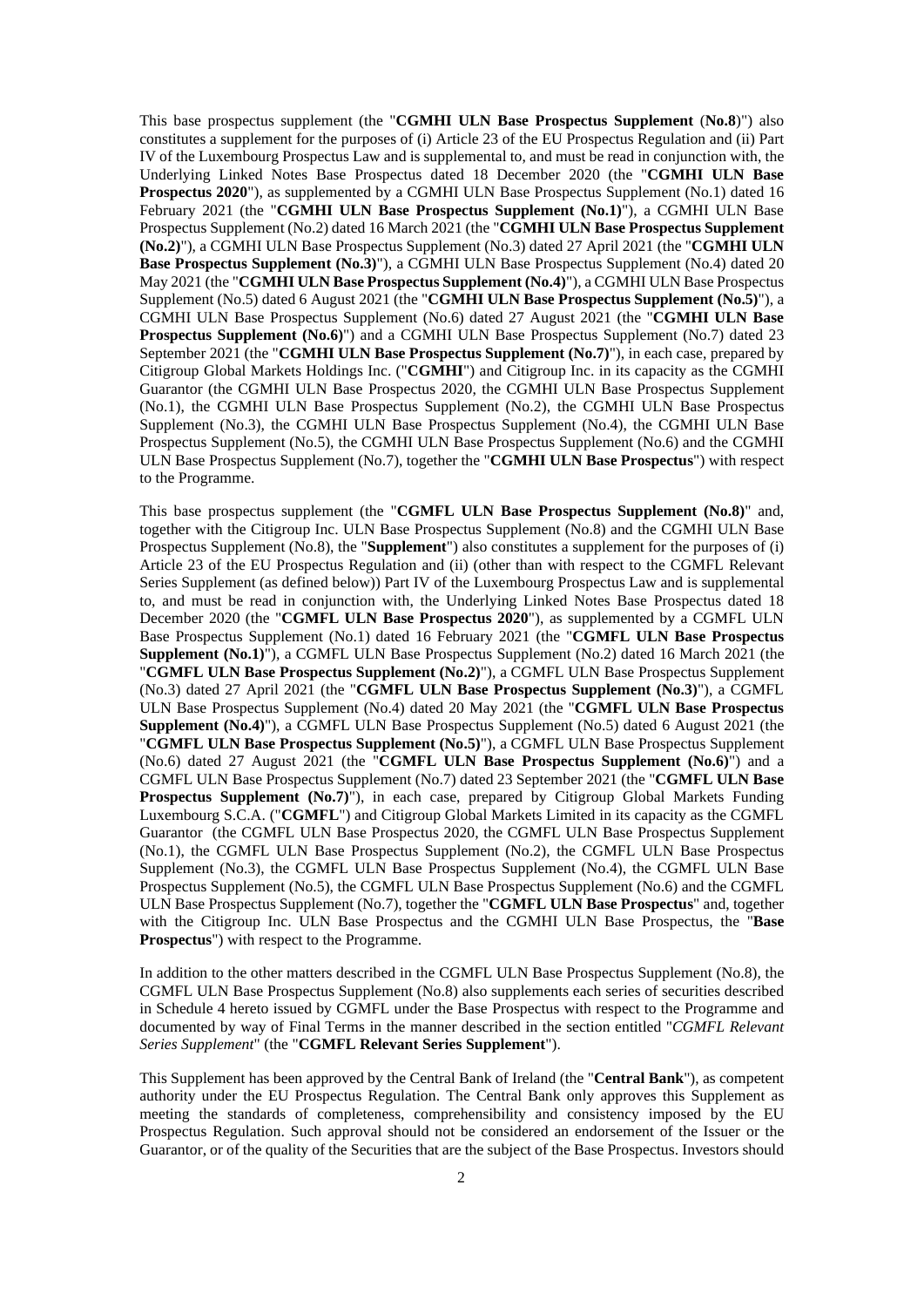This base prospectus supplement (the "**CGMHI ULN Base Prospectus Supplement** (**No.8**)") also constitutes a supplement for the purposes of (i) Article 23 of the EU Prospectus Regulation and (ii) Part IV of the Luxembourg Prospectus Law and is supplemental to, and must be read in conjunction with, the Underlying Linked Notes Base Prospectus dated 18 December 2020 (the "**CGMHI ULN Base Prospectus 2020**"), as supplemented by a CGMHI ULN Base Prospectus Supplement (No.1) dated 16 February 2021 (the "**CGMHI ULN Base Prospectus Supplement (No.1)**"), a CGMHI ULN Base Prospectus Supplement (No.2) dated 16 March 2021 (the "**CGMHI ULN Base Prospectus Supplement (No.2)**"), a CGMHI ULN Base Prospectus Supplement (No.3) dated 27 April 2021 (the "**CGMHI ULN Base Prospectus Supplement (No.3)**"), a CGMHI ULN Base Prospectus Supplement (No.4) dated 20 May 2021 (the "**CGMHI ULN Base Prospectus Supplement (No.4)**"), a CGMHI ULN Base Prospectus Supplement (No.5) dated 6 August 2021 (the "**CGMHI ULN Base Prospectus Supplement (No.5)**"), a CGMHI ULN Base Prospectus Supplement (No.6) dated 27 August 2021 (the "**CGMHI ULN Base Prospectus Supplement (No.6)**") and a CGMHI ULN Base Prospectus Supplement (No.7) dated 23 September 2021 (the "**CGMHI ULN Base Prospectus Supplement (No.7)**"), in each case, prepared by Citigroup Global Markets Holdings Inc. ("**CGMHI**") and Citigroup Inc. in its capacity as the CGMHI Guarantor (the CGMHI ULN Base Prospectus 2020, the CGMHI ULN Base Prospectus Supplement (No.1), the CGMHI ULN Base Prospectus Supplement (No.2), the CGMHI ULN Base Prospectus Supplement (No.3), the CGMHI ULN Base Prospectus Supplement (No.4), the CGMHI ULN Base Prospectus Supplement (No.5), the CGMHI ULN Base Prospectus Supplement (No.6) and the CGMHI ULN Base Prospectus Supplement (No.7), together the "**CGMHI ULN Base Prospectus**") with respect to the Programme.

This base prospectus supplement (the "**CGMFL ULN Base Prospectus Supplement (No.8)**" and, together with the Citigroup Inc. ULN Base Prospectus Supplement (No.8) and the CGMHI ULN Base Prospectus Supplement (No.8), the "**Supplement**") also constitutes a supplement for the purposes of (i) Article 23 of the EU Prospectus Regulation and (ii) (other than with respect to the CGMFL Relevant Series Supplement (as defined below)) Part IV of the Luxembourg Prospectus Law and is supplemental to, and must be read in conjunction with, the Underlying Linked Notes Base Prospectus dated 18 December 2020 (the "**CGMFL ULN Base Prospectus 2020**"), as supplemented by a CGMFL ULN Base Prospectus Supplement (No.1) dated 16 February 2021 (the "**CGMFL ULN Base Prospectus Supplement (No.1)**"), a CGMFL ULN Base Prospectus Supplement (No.2) dated 16 March 2021 (the "**CGMFL ULN Base Prospectus Supplement (No.2)**"), a CGMFL ULN Base Prospectus Supplement (No.3) dated 27 April 2021 (the "**CGMFL ULN Base Prospectus Supplement (No.3)**"), a CGMFL ULN Base Prospectus Supplement (No.4) dated 20 May 2021 (the "**CGMFL ULN Base Prospectus Supplement (No.4)**"), a CGMFL ULN Base Prospectus Supplement (No.5) dated 6 August 2021 (the "**CGMFL ULN Base Prospectus Supplement (No.5)**"), a CGMFL ULN Base Prospectus Supplement (No.6) dated 27 August 2021 (the "**CGMFL ULN Base Prospectus Supplement (No.6)**") and a CGMFL ULN Base Prospectus Supplement (No.7) dated 23 September 2021 (the "**CGMFL ULN Base Prospectus Supplement (No.7)**"), in each case, prepared by Citigroup Global Markets Funding Luxembourg S.C.A. ("**CGMFL**") and Citigroup Global Markets Limited in its capacity as the CGMFL Guarantor (the CGMFL ULN Base Prospectus 2020, the CGMFL ULN Base Prospectus Supplement (No.1), the CGMFL ULN Base Prospectus Supplement (No.2), the CGMFL ULN Base Prospectus Supplement (No.3), the CGMFL ULN Base Prospectus Supplement (No.4), the CGMFL ULN Base Prospectus Supplement (No.5), the CGMFL ULN Base Prospectus Supplement (No.6) and the CGMFL ULN Base Prospectus Supplement (No.7), together the "**CGMFL ULN Base Prospectus**" and, together with the Citigroup Inc. ULN Base Prospectus and the CGMHI ULN Base Prospectus, the "**Base Prospectus**") with respect to the Programme.

In addition to the other matters described in the CGMFL ULN Base Prospectus Supplement (No.8), the CGMFL ULN Base Prospectus Supplement (No.8) also supplements each series of securities described in Schedule 4 hereto issued by CGMFL under the Base Prospectus with respect to the Programme and documented by way of Final Terms in the manner described in the section entitled "*CGMFL Relevant Series Supplement*" (the "**CGMFL Relevant Series Supplement**").

This Supplement has been approved by the Central Bank of Ireland (the "**Central Bank**"), as competent authority under the EU Prospectus Regulation. The Central Bank only approves this Supplement as meeting the standards of completeness, comprehensibility and consistency imposed by the EU Prospectus Regulation. Such approval should not be considered an endorsement of the Issuer or the Guarantor, or of the quality of the Securities that are the subject of the Base Prospectus. Investors should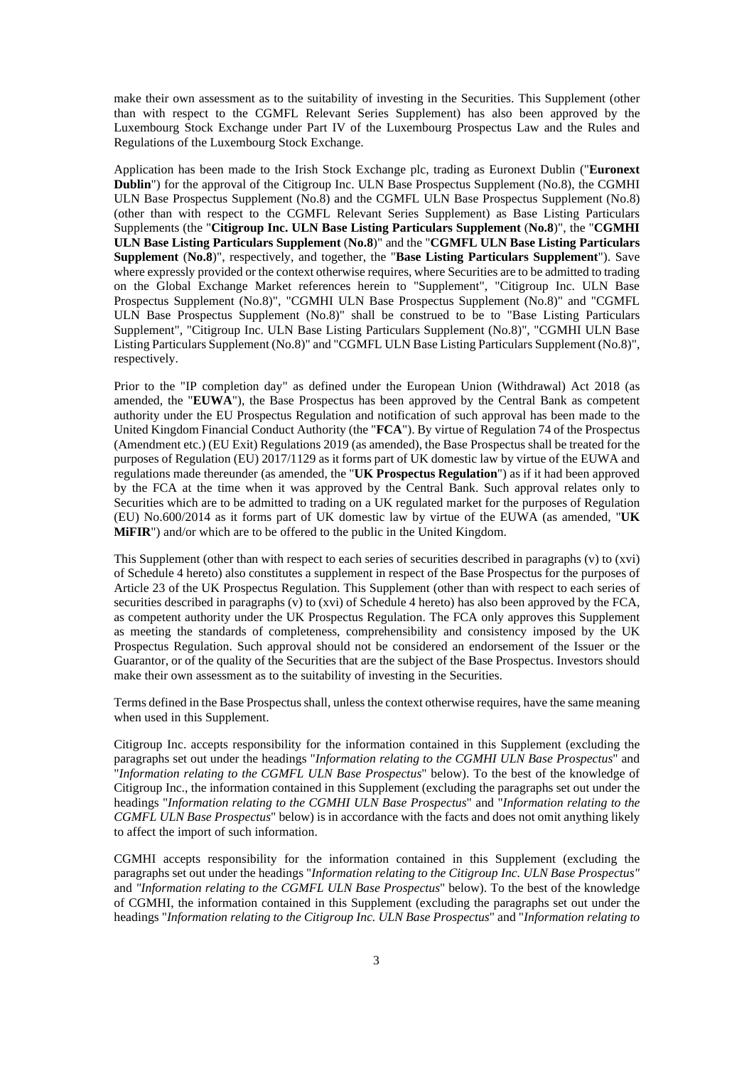make their own assessment as to the suitability of investing in the Securities. This Supplement (other than with respect to the CGMFL Relevant Series Supplement) has also been approved by the Luxembourg Stock Exchange under Part IV of the Luxembourg Prospectus Law and the Rules and Regulations of the Luxembourg Stock Exchange.

Application has been made to the Irish Stock Exchange plc, trading as Euronext Dublin ("**Euronext Dublin**") for the approval of the Citigroup Inc. ULN Base Prospectus Supplement (No.8), the CGMHI ULN Base Prospectus Supplement (No.8) and the CGMFL ULN Base Prospectus Supplement (No.8) (other than with respect to the CGMFL Relevant Series Supplement) as Base Listing Particulars Supplements (the "**Citigroup Inc. ULN Base Listing Particulars Supplement** (**No.8**)", the "**CGMHI ULN Base Listing Particulars Supplement** (**No.8**)" and the "**CGMFL ULN Base Listing Particulars Supplement** (**No.8**)", respectively, and together, the "**Base Listing Particulars Supplement**"). Save where expressly provided or the context otherwise requires, where Securities are to be admitted to trading on the Global Exchange Market references herein to "Supplement", "Citigroup Inc. ULN Base Prospectus Supplement (No.8)", "CGMHI ULN Base Prospectus Supplement (No.8)" and "CGMFL ULN Base Prospectus Supplement (No.8)" shall be construed to be to "Base Listing Particulars Supplement", "Citigroup Inc. ULN Base Listing Particulars Supplement (No.8)", "CGMHI ULN Base Listing Particulars Supplement (No.8)" and "CGMFL ULN Base Listing Particulars Supplement (No.8)", respectively.

Prior to the "IP completion day" as defined under the European Union (Withdrawal) Act 2018 (as amended, the "**EUWA**"), the Base Prospectus has been approved by the Central Bank as competent authority under the EU Prospectus Regulation and notification of such approval has been made to the United Kingdom Financial Conduct Authority (the "**FCA**"). By virtue of Regulation 74 of the Prospectus (Amendment etc.) (EU Exit) Regulations 2019 (as amended), the Base Prospectus shall be treated for the purposes of Regulation (EU) 2017/1129 as it forms part of UK domestic law by virtue of the EUWA and regulations made thereunder (as amended, the "**UK Prospectus Regulation**") as if it had been approved by the FCA at the time when it was approved by the Central Bank. Such approval relates only to Securities which are to be admitted to trading on a UK regulated market for the purposes of Regulation (EU) No.600/2014 as it forms part of UK domestic law by virtue of the EUWA (as amended, "**UK MiFIR**") and/or which are to be offered to the public in the United Kingdom.

This Supplement (other than with respect to each series of securities described in paragraphs (v) to (xvi) of Schedule 4 hereto) also constitutes a supplement in respect of the Base Prospectus for the purposes of Article 23 of the UK Prospectus Regulation. This Supplement (other than with respect to each series of securities described in paragraphs (v) to (xvi) of Schedule 4 hereto) has also been approved by the FCA, as competent authority under the UK Prospectus Regulation. The FCA only approves this Supplement as meeting the standards of completeness, comprehensibility and consistency imposed by the UK Prospectus Regulation. Such approval should not be considered an endorsement of the Issuer or the Guarantor, or of the quality of the Securities that are the subject of the Base Prospectus. Investors should make their own assessment as to the suitability of investing in the Securities.

Terms defined in the Base Prospectus shall, unless the context otherwise requires, have the same meaning when used in this Supplement.

Citigroup Inc. accepts responsibility for the information contained in this Supplement (excluding the paragraphs set out under the headings "*Information relating to the CGMHI ULN Base Prospectus*" and "*Information relating to the CGMFL ULN Base Prospectus*" below). To the best of the knowledge of Citigroup Inc., the information contained in this Supplement (excluding the paragraphs set out under the headings "*Information relating to the CGMHI ULN Base Prospectus*" and "*Information relating to the CGMFL ULN Base Prospectus*" below) is in accordance with the facts and does not omit anything likely to affect the import of such information.

CGMHI accepts responsibility for the information contained in this Supplement (excluding the paragraphs set out under the headings "*Information relating to the Citigroup Inc. ULN Base Prospectus*" and "*Information relating to the CGMFL ULN Base Prospectus*" below). To the best of the knowledge of CGMHI, the information contained in this Supplement (excluding the paragraphs set out under the headings "*Information relating to the Citigroup Inc. ULN Base Prospectus*" and "*Information relating to*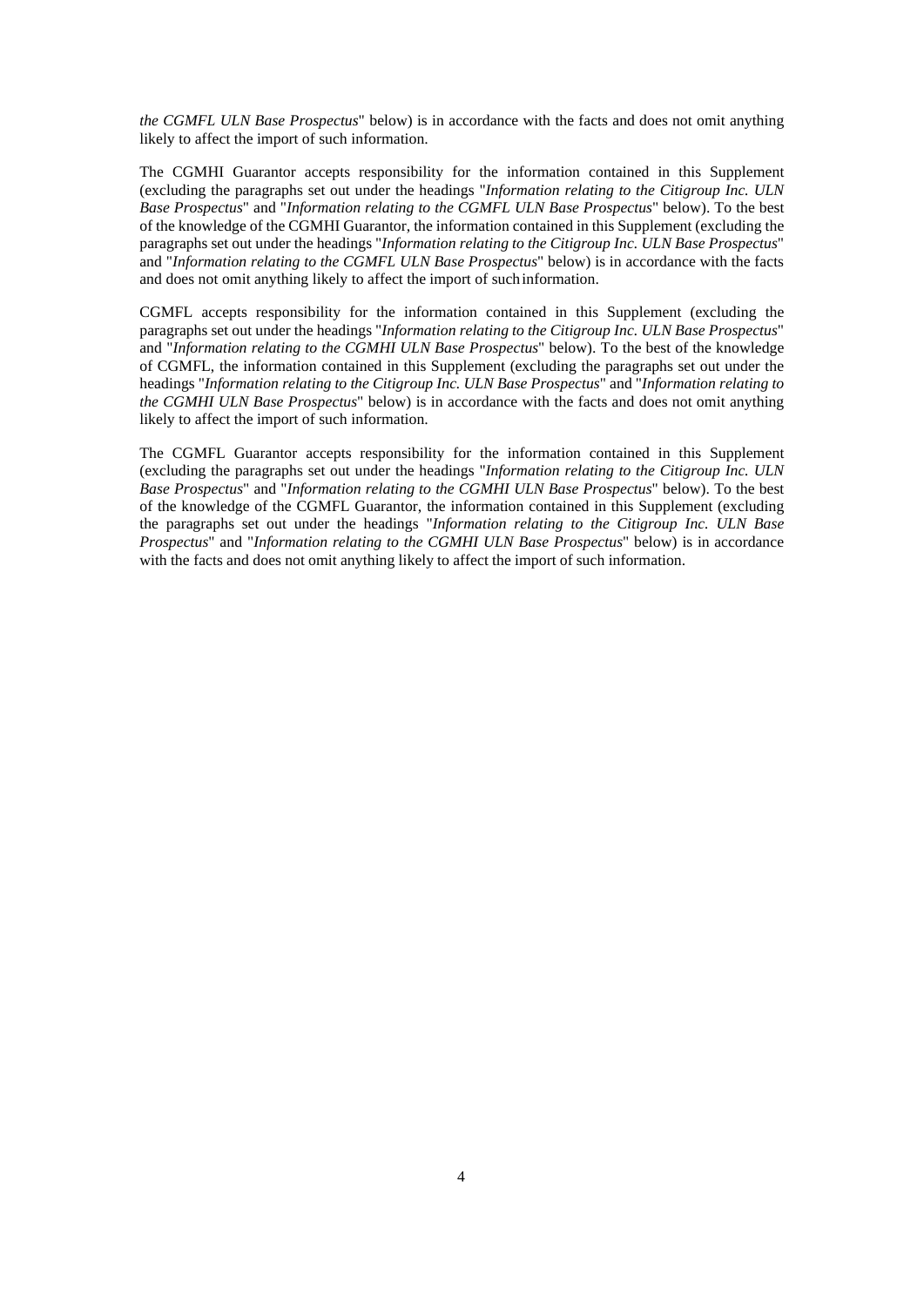*the CGMFL ULN Base Prospectus*" below) is in accordance with the facts and does not omit anything likely to affect the import of such information.

The CGMHI Guarantor accepts responsibility for the information contained in this Supplement (excluding the paragraphs set out under the headings "*Information relating to the Citigroup Inc. ULN Base Prospectus*" and "*Information relating to the CGMFL ULN Base Prospectus*" below). To the best of the knowledge of the CGMHI Guarantor, the information contained in this Supplement (excluding the paragraphs set out under the headings "*Information relating to the Citigroup Inc. ULN Base Prospectus*" and "*Information relating to the CGMFL ULN Base Prospectus*" below) is in accordance with the facts and does not omit anything likely to affect the import of such information.

CGMFL accepts responsibility for the information contained in this Supplement (excluding the paragraphs set out under the headings "*Information relating to the Citigroup Inc. ULN Base Prospectus*" and "*Information relating to the CGMHI ULN Base Prospectus*" below). To the best of the knowledge of CGMFL, the information contained in this Supplement (excluding the paragraphs set out under the headings "*Information relating to the Citigroup Inc. ULN Base Prospectus*" and "*Information relating to the CGMHI ULN Base Prospectus*" below) is in accordance with the facts and does not omit anything likely to affect the import of such information.

The CGMFL Guarantor accepts responsibility for the information contained in this Supplement (excluding the paragraphs set out under the headings "*Information relating to the Citigroup Inc. ULN Base Prospectus*" and "*Information relating to the CGMHI ULN Base Prospectus*" below). To the best of the knowledge of the CGMFL Guarantor, the information contained in this Supplement (excluding the paragraphs set out under the headings "*Information relating to the Citigroup Inc. ULN Base Prospectus*" and "*Information relating to the CGMHI ULN Base Prospectus*" below) is in accordance with the facts and does not omit anything likely to affect the import of such information.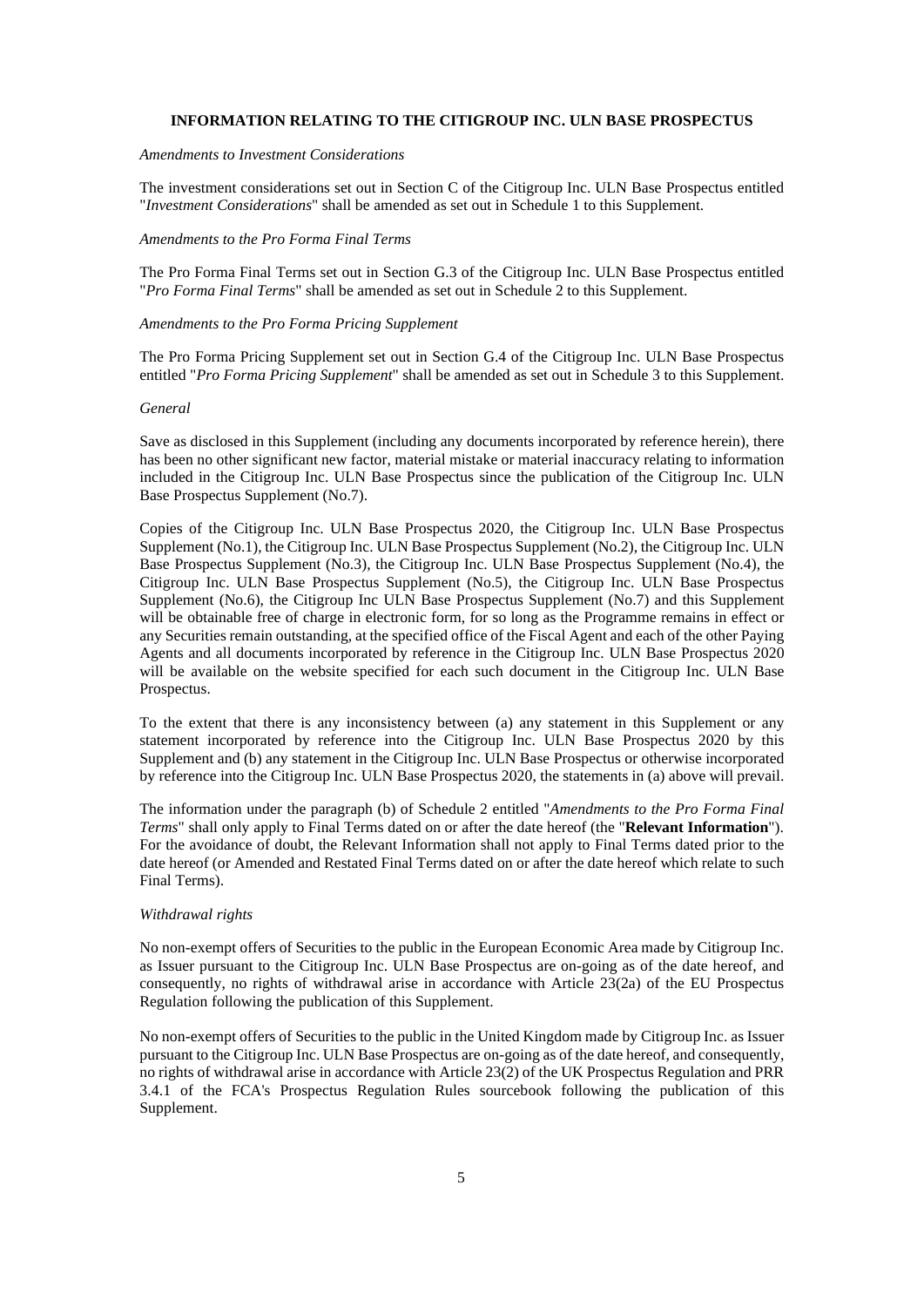## INFORMATION RELATING TO THE CITIGROUP INC. ULN BASE PROSPECTUS

*Amendments to Investment Considerations*

The investment considerations set out in Section C of the Citigroup Inc. ULN Base Prospectus entitled "*Investment Considerations*" shall be amended as set out in Schedule 1 to this Supplement.

*Amendments to the Pro Forma Final Terms*

The Pro Forma Final Terms set out in Section G.3 of the Citigroup Inc. ULN Base Prospectus entitled "*Pro Forma Final Terms*" shall be amended as set out in Schedule 2 to this Supplement.

*Amendments to the Pro Forma Pricing Supplement*

The Pro Forma Pricing Supplement set out in Section G.4 of the Citigroup Inc. ULN Base Prospectus entitled "*Pro Forma Pricing Supplement*" shall be amended as set out in Schedule 3 to this Supplement.

*General*

Save as disclosed in this Supplement (including any documents incorporated by reference herein), there has been no other significant new factor, material mistake or material inaccuracy relating to information included in the Citigroup Inc. ULN Base Prospectus since the publication of the Citigroup Inc. ULN Base Prospectus Supplement (No.7).

Copies of the Citigroup Inc. ULN Base Prospectus 2020, the Citigroup Inc. ULN Base Prospectus Supplement (No.1), the Citigroup Inc. ULN Base Prospectus Supplement (No.2), the Citigroup Inc. ULN Base Prospectus Supplement (No.3), the Citigroup Inc. ULN Base Prospectus Supplement (No.4), the Citigroup Inc. ULN Base Prospectus Supplement (No.5), the Citigroup Inc. ULN Base Prospectus Supplement (No.6), the Citigroup Inc ULN Base Prospectus Supplement (No.7) and this Supplement will be obtainable free of charge in electronic form, for so long as the Programme remains in effect or any Securities remain outstanding, at the specified office of the Fiscal Agent and each of the other Paying Agents and all documents incorporated by reference in the Citigroup Inc. ULN Base Prospectus 2020 will be available on the website specified for each such document in the Citigroup Inc. ULN Base Prospectus.

To the extent that there is any inconsistency between (a) any statement in this Supplement or any statement incorporated by reference into the Citigroup Inc. ULN Base Prospectus 2020 by this Supplement and (b) any statement in the Citigroup Inc. ULN Base Prospectus or otherwise incorporated by reference into the Citigroup Inc. ULN Base Prospectus 2020, the statements in (a) above will prevail.

The information under the paragraph (b) of Schedule 2 entitled "*Amendments to the Pro Forma Final Terms*" shall only apply to Final Terms dated on or after the date hereof (the "**Relevant Information**"). For the avoidance of doubt, the Relevant Information shall not apply to Final Terms dated prior to the date hereof (or Amended and Restated Final Terms dated on or after the date hereof which relate to such Final Terms).

*Withdrawal rights*

No non-exempt offers of Securities to the public in the European Economic Area made by Citigroup Inc. as Issuer pursuant to the Citigroup Inc. ULN Base Prospectus are on-going as of the date hereof, and consequently, no rights of withdrawal arise in accordance with Article 23(2a) of the EU Prospectus Regulation following the publication of this Supplement.

No non-exempt offers of Securities to the public in the United Kingdom made by Citigroup Inc. as Issuer pursuant to the Citigroup Inc. ULN Base Prospectus are on-going as of the date hereof, and consequently, no rights of withdrawal arise in accordance with Article 23(2) of the UK Prospectus Regulation and PRR 3.4.1 of the FCA's Prospectus Regulation Rules sourcebook following the publication of this Supplement.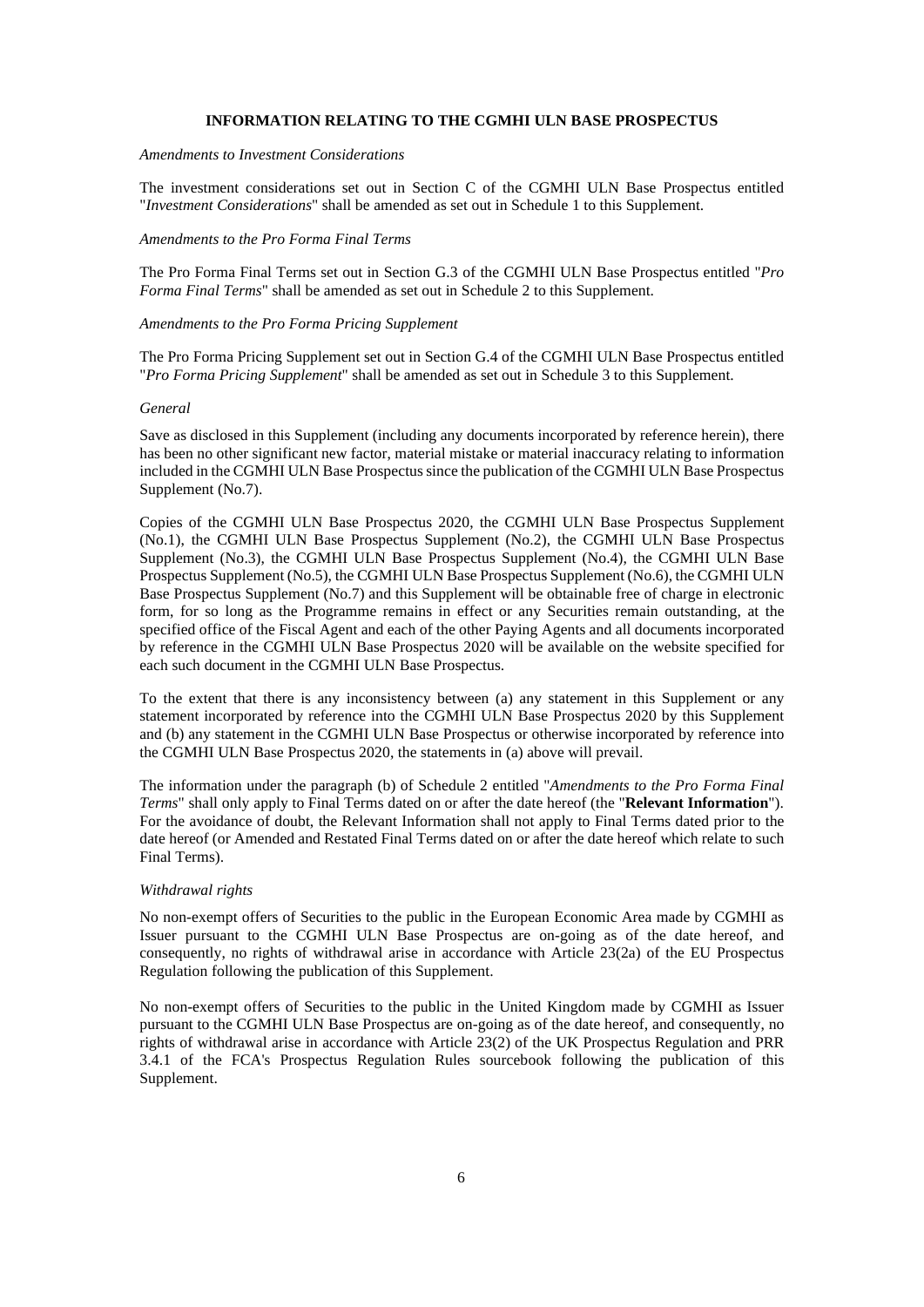**INFORMATION RELATING TO THE CGMHI ULN BASE PROSPECTUS**

*Amendments to Investment Considerations*

The investment considerations set out in Section C of the CGMHI ULN Base Prospectus entitled "*Investment Considerations*" shall be amended as set out in Schedule 1 to this Supplement.

*Amendments to the Pro Forma Final Terms*

The Pro Forma Final Terms set out in Section G.3 of the CGMHI ULN Base Prospectus entitled "*Pro Forma Final Terms*" shall be amended as set out in Schedule 2 to this Supplement.

*Amendments to the Pro Forma Pricing Supplement*

The Pro Forma Pricing Supplement set out in Section G.4 of the CGMHI ULN Base Prospectus entitled "*Pro Forma Pricing Supplement*" shall be amended as set out in Schedule 3 to this Supplement.

*General*

Save as disclosed in this Supplement (including any documents incorporated by reference herein), there has been no other significant new factor, material mistake or material inaccuracy relating to information included in the CGMHI ULN Base Prospectus since the publication of the CGMHI ULN Base Prospectus Supplement (No.7).

Copies of the CGMHI ULN Base Prospectus 2020, the CGMHI ULN Base Prospectus Supplement (No.1), the CGMHI ULN Base Prospectus Supplement (No.2), the CGMHI ULN Base Prospectus Supplement (No.3), the CGMHI ULN Base Prospectus Supplement (No.4), the CGMHI ULN Base Prospectus Supplement (No.5), the CGMHI ULN Base Prospectus Supplement (No.6), the CGMHI ULN Base Prospectus Supplement (No.7) and this Supplement will be obtainable free of charge in electronic form, for so long as the Programme remains in effect or any Securities remain outstanding, at the specified office of the Fiscal Agent and each of the other Paying Agents and all documents incorporated by reference in the CGMHI ULN Base Prospectus 2020 will be available on the website specified for each such document in the CGMHI ULN Base Prospectus.

To the extent that there is any inconsistency between (a) any statement in this Supplement or any statement incorporated by reference into the CGMHI ULN Base Prospectus 2020 by this Supplement and (b) any statement in the CGMHI ULN Base Prospectus or otherwise incorporated by reference into the CGMHI ULN Base Prospectus 2020, the statements in (a) above will prevail.

The information under the paragraph (b) of Schedule 2 entitled "*Amendments to the Pro Forma Final Terms*" shall only apply to Final Terms dated on or after the date hereof (the "**Relevant Information**"). For the avoidance of doubt, the Relevant Information shall not apply to Final Terms dated prior to the date hereof (or Amended and Restated Final Terms dated on or after the date hereof which relate to such Final Terms).

*Withdrawal rights*

No non-exempt offers of Securities to the public in the European Economic Area made by CGMHI as Issuer pursuant to the CGMHI ULN Base Prospectus are on-going as of the date hereof, and consequently, no rights of withdrawal arise in accordance with Article 23(2a) of the EU Prospectus Regulation following the publication of this Supplement.

No non-exempt offers of Securities to the public in the United Kingdom made by CGMHI as Issuer pursuant to the CGMHI ULN Base Prospectus are on-going as of the date hereof, and consequently, no rights of withdrawal arise in accordance with Article 23(2) of the UK Prospectus Regulation and PRR 3.4.1 of the FCA's Prospectus Regulation Rules sourcebook following the publication of this Supplement.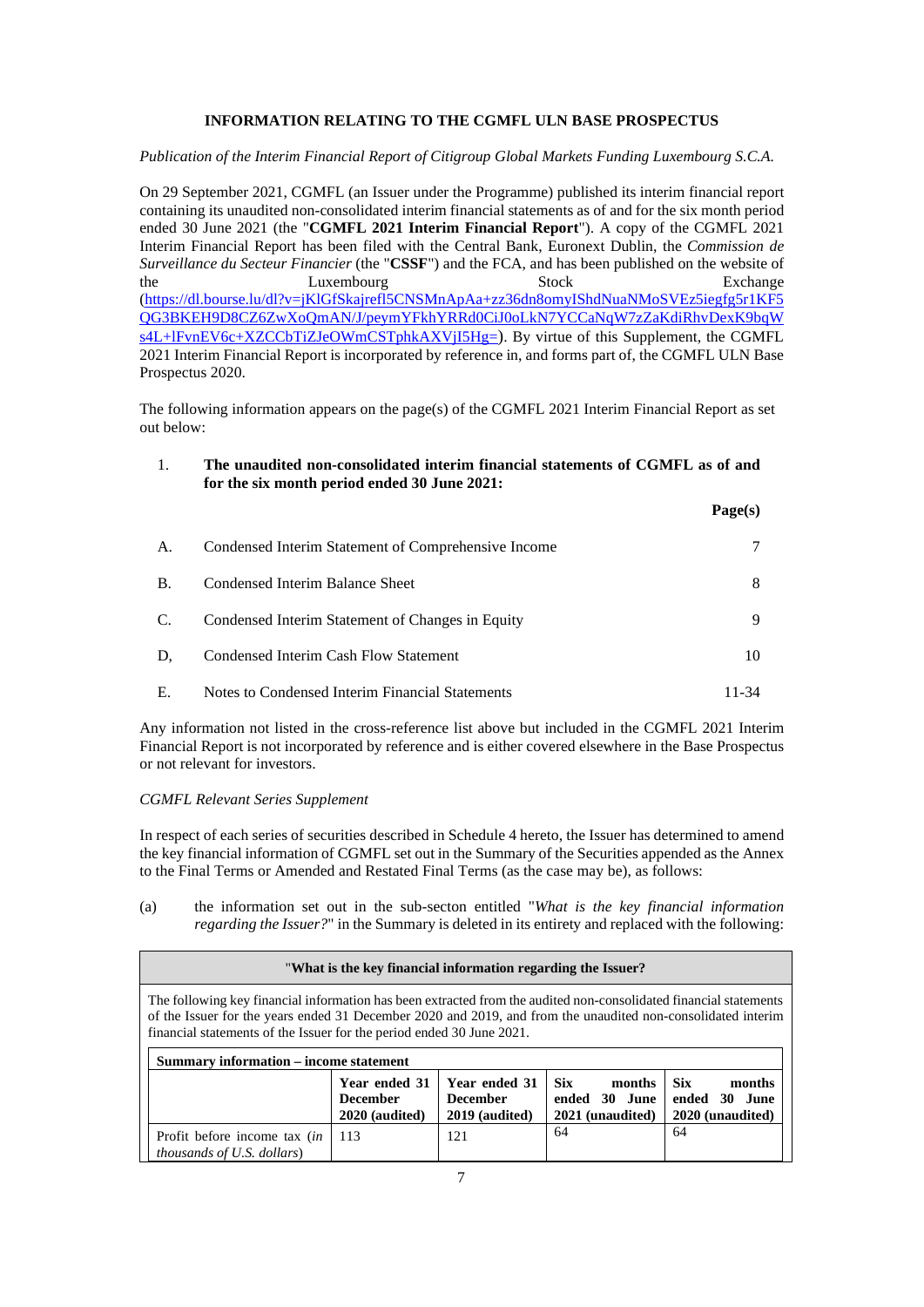## INFORMATION RELATING TO THE CGMFL ULN BASE PROSPECTUS

*Publication of the Interim Financial Report of Citigroup Global Markets Funding Luxembourg S.C.A.*

On 29 September 2021, CGMFL (an Issuer under the Programme) published its interim financial report containing its unaudited non-consolidated interim financial statements as of and for the six month period ended 30 June 2021 (the "**CGMFL 2021 Interim Financial Report**"). A copy of the CGMFL 2021 Interim Financial Report has been filed with the Central Bank, Euronext Dublin, the *Commission de Surveillance du Secteur Financier* (the "**CSSF**") and the FCA, and has been published on the website of the Luxembourg Stock Exchange (https://dl.bourse.lu/dl?v=jKlGfSkajrefl5CNSMnApAa+zz36dn8omyIShdNuaNMoSVEz5iegfg5r1KF5QG3BKEH9D8CZ6ZwXoQmAN/J/peymYFkhYRRd0CiJ0oLkN7YCCaNqW7zZaKdiRhvDexK9bqWs4L+lFvnEV6c+XZCCbTiZJeOWmCSTphkAXVjI5Hg=). By virtue of this Supplement, the CGMFL 2021 Interim Financial Report is incorporated by reference in, and forms part of, the CGMFL ULN Base Prospectus 2020.

The following information appears on the page(s) of the CGMFL 2021 Interim Financial Report as set out below:

1. **The unaudited non-consolidated interim financial statements of CGMFL as of and for the six month period ended 30 June 2021:**

| | | Page(s) |
|---|---|---|
| A. | Condensed Interim Statement of Comprehensive Income | 7 |
| B. | Condensed Interim Balance Sheet | 8 |
| C. | Condensed Interim Statement of Changes in Equity | 9 |
| D, | Condensed Interim Cash Flow Statement | 10 |
| E. | Notes to Condensed Interim Financial Statements | 11-34 |

Any information not listed in the cross-reference list above but included in the CGMFL 2021 Interim Financial Report is not incorporated by reference and is either covered elsewhere in the Base Prospectus or not relevant for investors.

*CGMFL Relevant Series Supplement*

In respect of each series of securities described in Schedule 4 hereto, the Issuer has determined to amend the key financial information of CGMFL set out in the Summary of the Securities appended as the Annex to the Final Terms or Amended and Restated Final Terms (as the case may be), as follows:

(a) the information set out in the sub-secton entitled "*What is the key financial information regarding the Issuer?*" in the Summary is deleted in its entirety and replaced with the following:

"**What is the key financial information regarding the Issuer?**

The following key financial information has been extracted from the audited non-consolidated financial statements of the Issuer for the years ended 31 December 2020 and 2019, and from the unaudited non-consolidated interim financial statements of the Issuer for the period ended 30 June 2021.

**Summary information – income statement**

| | Year ended 31 December 2020 (audited) | Year ended 31 December 2019 (audited) | Six months ended 30 June 2021 (unaudited) | Six months ended 30 June 2020 (unaudited) |
|---|---|---|---|---|
| Profit before income tax (*in thousands of U.S. dollars*) | 113 | 121 | 64 | 64 |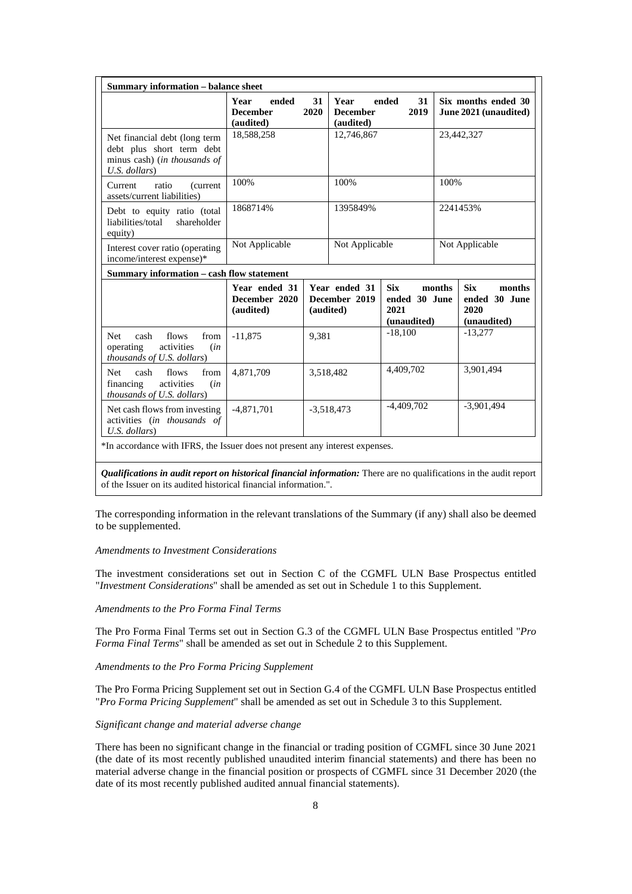| Summary information – balance sheet | | | |
|---|---|---|---|
| | Year ended 31 December 2020 (audited) | Year ended 31 December 2019 (audited) | Six months ended 30 June 2021 (unaudited) |
| Net financial debt (long term debt plus short term debt minus cash) (*in thousands of U.S. dollars*) | 18,588,258 | 12,746,867 | 23,442,327 |
| Current ratio (current assets/current liabilities) | 100% | 100% | 100% |
| Debt to equity ratio (total liabilities/total shareholder equity) | 1868714% | 1395849% | 2241453% |
| Interest cover ratio (operating income/interest expense)* | Not Applicable | Not Applicable | Not Applicable |

| Summary information – cash flow statement | | | | |
|---|---|---|---|---|
| | Year ended 31 December 2020 (audited) | Year ended 31 December 2019 (audited) | Six months ended 30 June 2021 (unaudited) | Six months ended 30 June 2020 (unaudited) |
| Net cash flows from operating activities (*in thousands of U.S. dollars*) | -11,875 | 9,381 | -18,100 | -13,277 |
| Net cash flows from financing activities (*in thousands of U.S. dollars*) | 4,871,709 | 3,518,482 | 4,409,702 | 3,901,494 |
| Net cash flows from investing activities (*in thousands of U.S. dollars*) | -4,871,701 | -3,518,473 | -4,409,702 | -3,901,494 |

*In accordance with IFRS, the Issuer does not present any interest expenses.

***Qualifications in audit report on historical financial information:*** There are no qualifications in the audit report of the Issuer on its audited historical financial information.".

The corresponding information in the relevant translations of the Summary (if any) shall also be deemed to be supplemented.

*Amendments to Investment Considerations*

The investment considerations set out in Section C of the CGMFL ULN Base Prospectus entitled "*Investment Considerations*" shall be amended as set out in Schedule 1 to this Supplement.

*Amendments to the Pro Forma Final Terms*

The Pro Forma Final Terms set out in Section G.3 of the CGMFL ULN Base Prospectus entitled "*Pro Forma Final Terms*" shall be amended as set out in Schedule 2 to this Supplement.

*Amendments to the Pro Forma Pricing Supplement*

The Pro Forma Pricing Supplement set out in Section G.4 of the CGMFL ULN Base Prospectus entitled "*Pro Forma Pricing Supplement*" shall be amended as set out in Schedule 3 to this Supplement.

*Significant change and material adverse change*

There has been no significant change in the financial or trading position of CGMFL since 30 June 2021 (the date of its most recently published unaudited interim financial statements) and there has been no material adverse change in the financial position or prospects of CGMFL since 31 December 2020 (the date of its most recently published audited annual financial statements).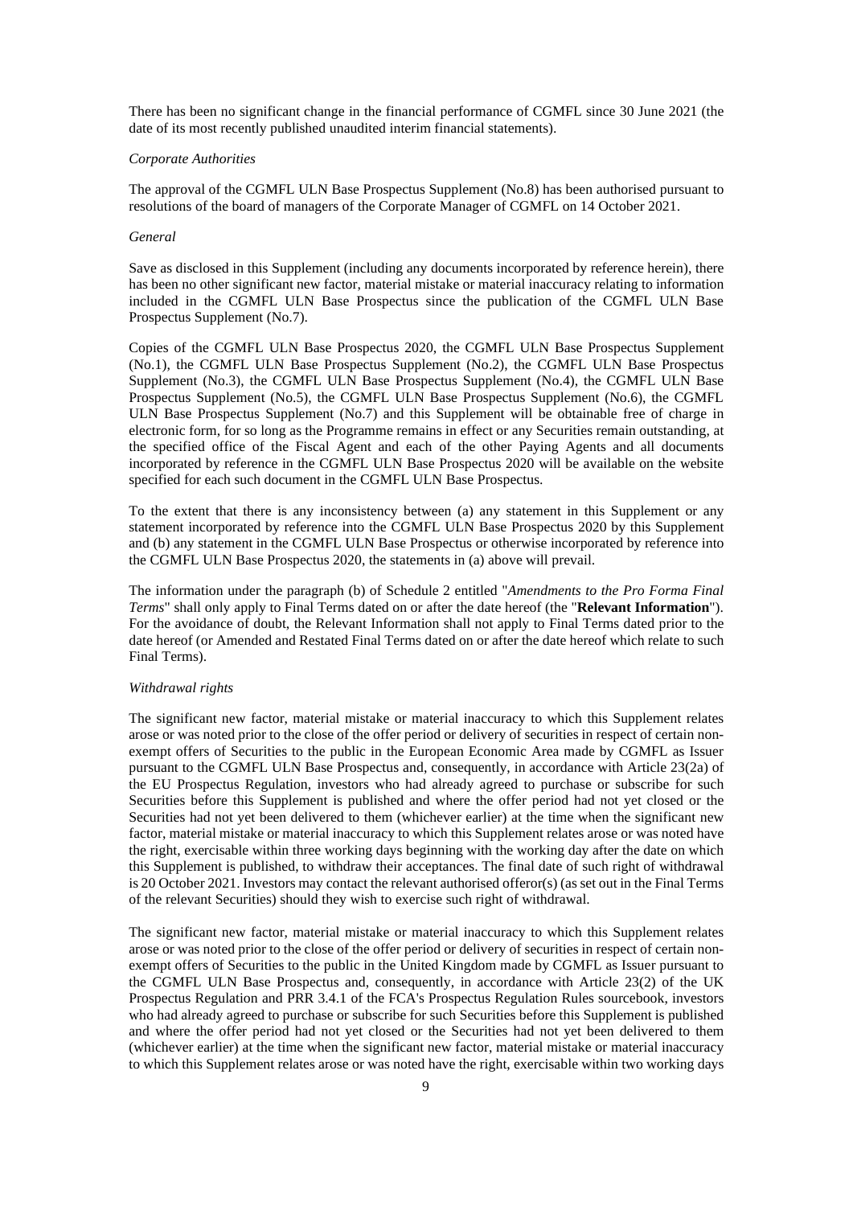There has been no significant change in the financial performance of CGMFL since 30 June 2021 (the date of its most recently published unaudited interim financial statements).

*Corporate Authorities*

The approval of the CGMFL ULN Base Prospectus Supplement (No.8) has been authorised pursuant to resolutions of the board of managers of the Corporate Manager of CGMFL on 14 October 2021.

*General*

Save as disclosed in this Supplement (including any documents incorporated by reference herein), there has been no other significant new factor, material mistake or material inaccuracy relating to information included in the CGMFL ULN Base Prospectus since the publication of the CGMFL ULN Base Prospectus Supplement (No.7).

Copies of the CGMFL ULN Base Prospectus 2020, the CGMFL ULN Base Prospectus Supplement (No.1), the CGMFL ULN Base Prospectus Supplement (No.2), the CGMFL ULN Base Prospectus Supplement (No.3), the CGMFL ULN Base Prospectus Supplement (No.4), the CGMFL ULN Base Prospectus Supplement (No.5), the CGMFL ULN Base Prospectus Supplement (No.6), the CGMFL ULN Base Prospectus Supplement (No.7) and this Supplement will be obtainable free of charge in electronic form, for so long as the Programme remains in effect or any Securities remain outstanding, at the specified office of the Fiscal Agent and each of the other Paying Agents and all documents incorporated by reference in the CGMFL ULN Base Prospectus 2020 will be available on the website specified for each such document in the CGMFL ULN Base Prospectus.

To the extent that there is any inconsistency between (a) any statement in this Supplement or any statement incorporated by reference into the CGMFL ULN Base Prospectus 2020 by this Supplement and (b) any statement in the CGMFL ULN Base Prospectus or otherwise incorporated by reference into the CGMFL ULN Base Prospectus 2020, the statements in (a) above will prevail.

The information under the paragraph (b) of Schedule 2 entitled "*Amendments to the Pro Forma Final Terms*" shall only apply to Final Terms dated on or after the date hereof (the "**Relevant Information**"). For the avoidance of doubt, the Relevant Information shall not apply to Final Terms dated prior to the date hereof (or Amended and Restated Final Terms dated on or after the date hereof which relate to such Final Terms).

*Withdrawal rights*

The significant new factor, material mistake or material inaccuracy to which this Supplement relates arose or was noted prior to the close of the offer period or delivery of securities in respect of certain non-exempt offers of Securities to the public in the European Economic Area made by CGMFL as Issuer pursuant to the CGMFL ULN Base Prospectus and, consequently, in accordance with Article 23(2a) of the EU Prospectus Regulation, investors who had already agreed to purchase or subscribe for such Securities before this Supplement is published and where the offer period had not yet closed or the Securities had not yet been delivered to them (whichever earlier) at the time when the significant new factor, material mistake or material inaccuracy to which this Supplement relates arose or was noted have the right, exercisable within three working days beginning with the working day after the date on which this Supplement is published, to withdraw their acceptances. The final date of such right of withdrawal is 20 October 2021. Investors may contact the relevant authorised offeror(s) (as set out in the Final Terms of the relevant Securities) should they wish to exercise such right of withdrawal.

The significant new factor, material mistake or material inaccuracy to which this Supplement relates arose or was noted prior to the close of the offer period or delivery of securities in respect of certain non-exempt offers of Securities to the public in the United Kingdom made by CGMFL as Issuer pursuant to the CGMFL ULN Base Prospectus and, consequently, in accordance with Article 23(2) of the UK Prospectus Regulation and PRR 3.4.1 of the FCA's Prospectus Regulation Rules sourcebook, investors who had already agreed to purchase or subscribe for such Securities before this Supplement is published and where the offer period had not yet closed or the Securities had not yet been delivered to them (whichever earlier) at the time when the significant new factor, material mistake or material inaccuracy to which this Supplement relates arose or was noted have the right, exercisable within two working days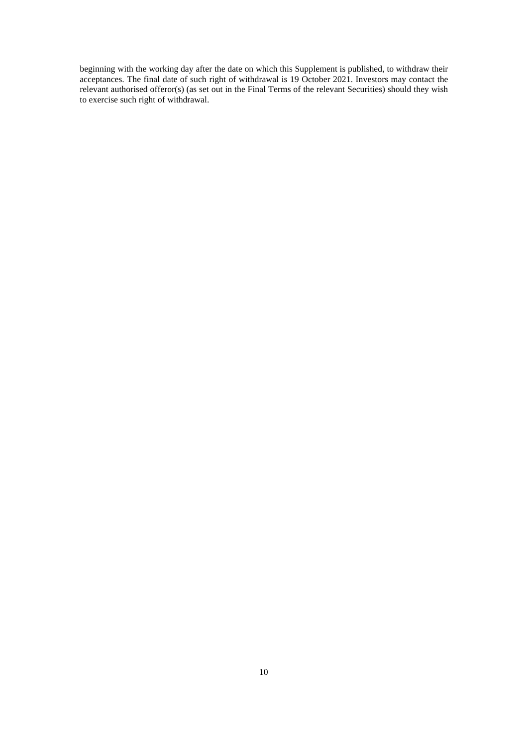beginning with the working day after the date on which this Supplement is published, to withdraw their acceptances. The final date of such right of withdrawal is 19 October 2021. Investors may contact the relevant authorised offeror(s) (as set out in the Final Terms of the relevant Securities) should they wish to exercise such right of withdrawal.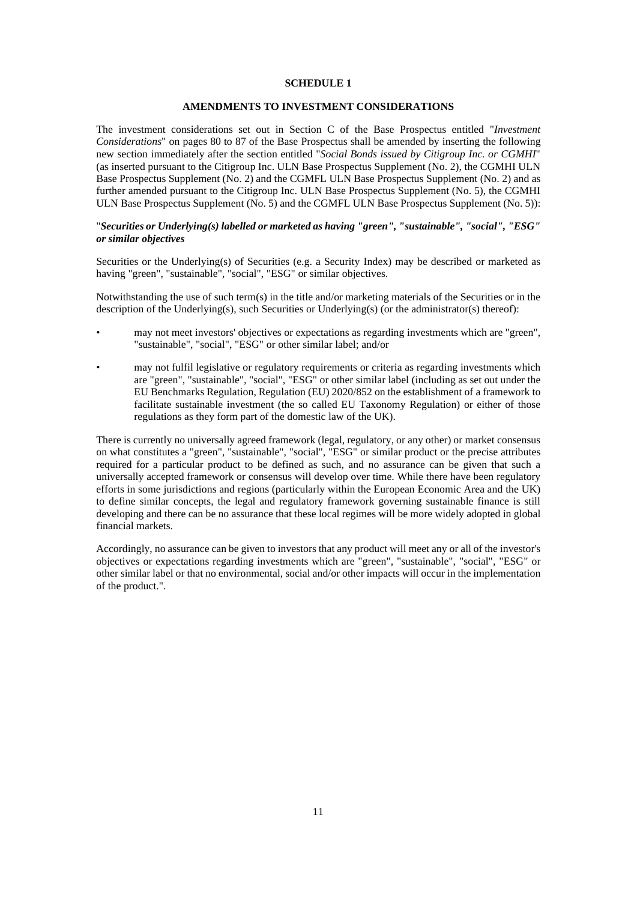**SCHEDULE 1**

**AMENDMENTS TO INVESTMENT CONSIDERATIONS**

The investment considerations set out in Section C of the Base Prospectus entitled "*Investment Considerations*" on pages 80 to 87 of the Base Prospectus shall be amended by inserting the following new section immediately after the section entitled "*Social Bonds issued by Citigroup Inc. or CGMHI*" (as inserted pursuant to the Citigroup Inc. ULN Base Prospectus Supplement (No. 2), the CGMHI ULN Base Prospectus Supplement (No. 2) and the CGMFL ULN Base Prospectus Supplement (No. 2) and as further amended pursuant to the Citigroup Inc. ULN Base Prospectus Supplement (No. 5), the CGMHI ULN Base Prospectus Supplement (No. 5) and the CGMFL ULN Base Prospectus Supplement (No. 5)):

"***Securities or Underlying(s) labelled or marketed as having "green", "sustainable", "social", "ESG" or similar objectives***

Securities or the Underlying(s) of Securities (e.g. a Security Index) may be described or marketed as having "green", "sustainable", "social", "ESG" or similar objectives.

Notwithstanding the use of such term(s) in the title and/or marketing materials of the Securities or in the description of the Underlying(s), such Securities or Underlying(s) (or the administrator(s) thereof):

- may not meet investors' objectives or expectations as regarding investments which are "green", "sustainable", "social", "ESG" or other similar label; and/or
- may not fulfil legislative or regulatory requirements or criteria as regarding investments which are "green", "sustainable", "social", "ESG" or other similar label (including as set out under the EU Benchmarks Regulation, Regulation (EU) 2020/852 on the establishment of a framework to facilitate sustainable investment (the so called EU Taxonomy Regulation) or either of those regulations as they form part of the domestic law of the UK).

There is currently no universally agreed framework (legal, regulatory, or any other) or market consensus on what constitutes a "green", "sustainable", "social", "ESG" or similar product or the precise attributes required for a particular product to be defined as such, and no assurance can be given that such a universally accepted framework or consensus will develop over time. While there have been regulatory efforts in some jurisdictions and regions (particularly within the European Economic Area and the UK) to define similar concepts, the legal and regulatory framework governing sustainable finance is still developing and there can be no assurance that these local regimes will be more widely adopted in global financial markets.

Accordingly, no assurance can be given to investors that any product will meet any or all of the investor's objectives or expectations regarding investments which are "green", "sustainable", "social", "ESG" or other similar label or that no environmental, social and/or other impacts will occur in the implementation of the product.".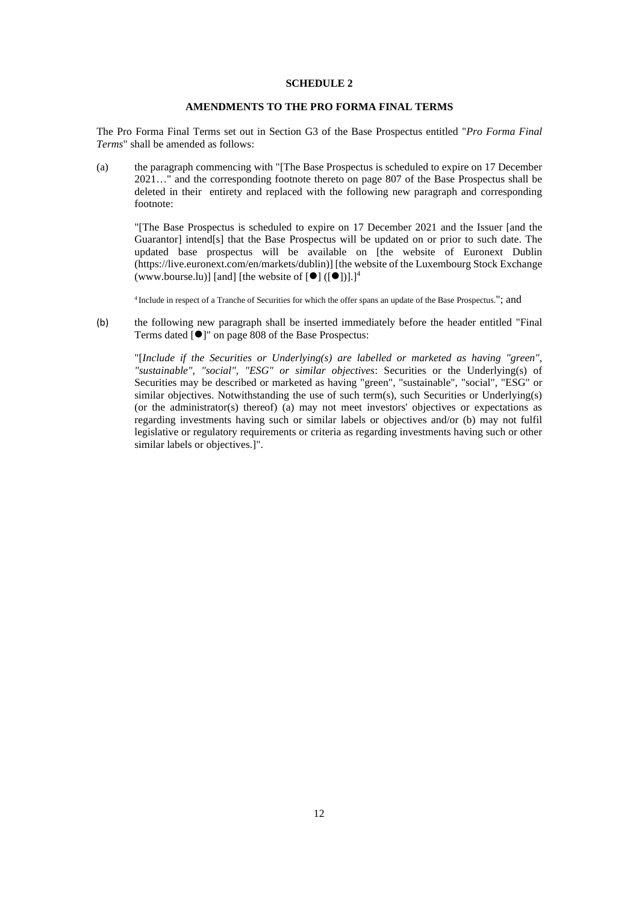**SCHEDULE 2**

**AMENDMENTS TO THE PRO FORMA FINAL TERMS**

The Pro Forma Final Terms set out in Section G3 of the Base Prospectus entitled "*Pro Forma Final Terms*" shall be amended as follows:

(a) the paragraph commencing with "[The Base Prospectus is scheduled to expire on 17 December 2021…" and the corresponding footnote thereto on page 807 of the Base Prospectus shall be deleted in their entirety and replaced with the following new paragraph and corresponding footnote:

"[The Base Prospectus is scheduled to expire on 17 December 2021 and the Issuer [and the Guarantor] intend[s] that the Base Prospectus will be updated on or prior to such date. The updated base prospectus will be available on [the website of Euronext Dublin (https://live.euronext.com/en/markets/dublin)] [the website of the Luxembourg Stock Exchange (www.bourse.lu)] [and] [the website of [●] ([●])].][4]

[4] Include in respect of a Tranche of Securities for which the offer spans an update of the Base Prospectus."; and

(b) the following new paragraph shall be inserted immediately before the header entitled "Final Terms dated [●]" on page 808 of the Base Prospectus:

"[*Include if the Securities or Underlying(s) are labelled or marketed as having "green", "sustainable", "social", "ESG" or similar objectives*: Securities or the Underlying(s) of Securities may be described or marketed as having "green", "sustainable", "social", "ESG" or similar objectives. Notwithstanding the use of such term(s), such Securities or Underlying(s) (or the administrator(s) thereof) (a) may not meet investors' objectives or expectations as regarding investments having such or similar labels or objectives and/or (b) may not fulfil legislative or regulatory requirements or criteria as regarding investments having such or other similar labels or objectives.]".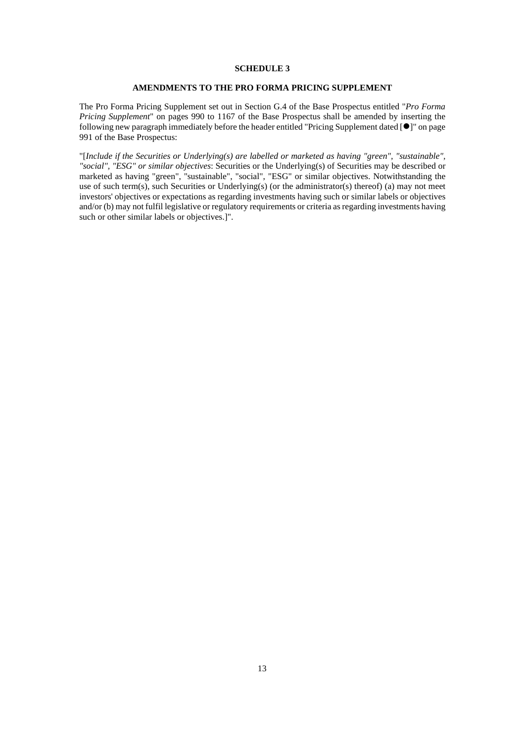# SCHEDULE 3

## AMENDMENTS TO THE PRO FORMA PRICING SUPPLEMENT

The Pro Forma Pricing Supplement set out in Section G.4 of the Base Prospectus entitled "*Pro Forma Pricing Supplement*" on pages 990 to 1167 of the Base Prospectus shall be amended by inserting the following new paragraph immediately before the header entitled "Pricing Supplement dated [●]" on page 991 of the Base Prospectus:

"[*Include if the Securities or Underlying(s) are labelled or marketed as having "green", "sustainable", "social", "ESG" or similar objectives*: Securities or the Underlying(s) of Securities may be described or marketed as having "green", "sustainable", "social", "ESG" or similar objectives. Notwithstanding the use of such term(s), such Securities or Underlying(s) (or the administrator(s) thereof) (a) may not meet investors' objectives or expectations as regarding investments having such or similar labels or objectives and/or (b) may not fulfil legislative or regulatory requirements or criteria as regarding investments having such or other similar labels or objectives.]".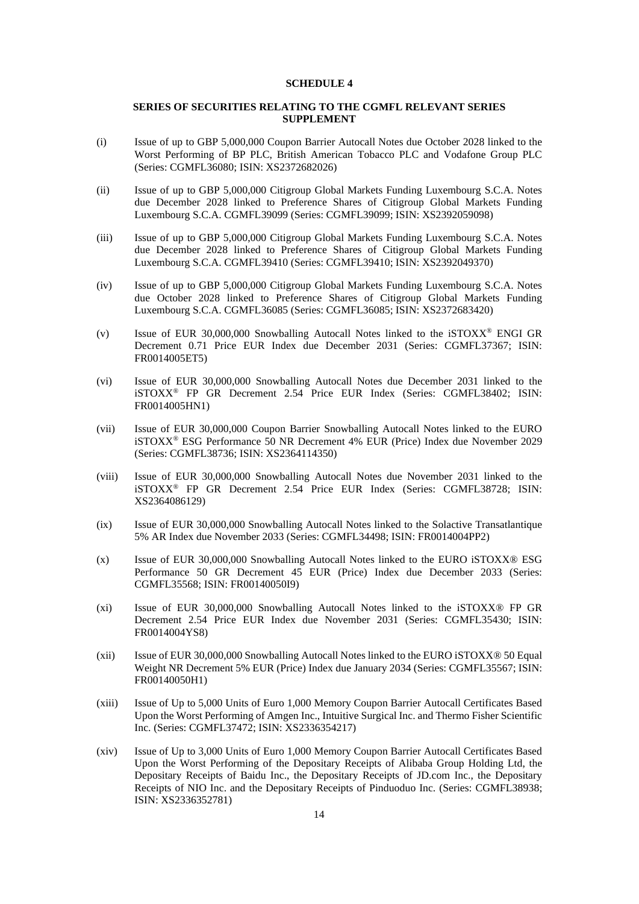**SCHEDULE 4**

**SERIES OF SECURITIES RELATING TO THE CGMFL RELEVANT SERIES SUPPLEMENT**

(i) Issue of up to GBP 5,000,000 Coupon Barrier Autocall Notes due October 2028 linked to the Worst Performing of BP PLC, British American Tobacco PLC and Vodafone Group PLC (Series: CGMFL36080; ISIN: XS2372682026)

(ii) Issue of up to GBP 5,000,000 Citigroup Global Markets Funding Luxembourg S.C.A. Notes due December 2028 linked to Preference Shares of Citigroup Global Markets Funding Luxembourg S.C.A. CGMFL39099 (Series: CGMFL39099; ISIN: XS2392059098)

(iii) Issue of up to GBP 5,000,000 Citigroup Global Markets Funding Luxembourg S.C.A. Notes due December 2028 linked to Preference Shares of Citigroup Global Markets Funding Luxembourg S.C.A. CGMFL39410 (Series: CGMFL39410; ISIN: XS2392049370)

(iv) Issue of up to GBP 5,000,000 Citigroup Global Markets Funding Luxembourg S.C.A. Notes due October 2028 linked to Preference Shares of Citigroup Global Markets Funding Luxembourg S.C.A. CGMFL36085 (Series: CGMFL36085; ISIN: XS2372683420)

(v) Issue of EUR 30,000,000 Snowballing Autocall Notes linked to the iSTOXX® ENGI GR Decrement 0.71 Price EUR Index due December 2031 (Series: CGMFL37367; ISIN: FR0014005ET5)

(vi) Issue of EUR 30,000,000 Snowballing Autocall Notes due December 2031 linked to the iSTOXX® FP GR Decrement 2.54 Price EUR Index (Series: CGMFL38402; ISIN: FR0014005HN1)

(vii) Issue of EUR 30,000,000 Coupon Barrier Snowballing Autocall Notes linked to the EURO iSTOXX® ESG Performance 50 NR Decrement 4% EUR (Price) Index due November 2029 (Series: CGMFL38736; ISIN: XS2364114350)

(viii) Issue of EUR 30,000,000 Snowballing Autocall Notes due November 2031 linked to the iSTOXX® FP GR Decrement 2.54 Price EUR Index (Series: CGMFL38728; ISIN: XS2364086129)

(ix) Issue of EUR 30,000,000 Snowballing Autocall Notes linked to the Solactive Transatlantique 5% AR Index due November 2033 (Series: CGMFL34498; ISIN: FR0014004PP2)

(x) Issue of EUR 30,000,000 Snowballing Autocall Notes linked to the EURO iSTOXX® ESG Performance 50 GR Decrement 45 EUR (Price) Index due December 2033 (Series: CGMFL35568; ISIN: FR00140050I9)

(xi) Issue of EUR 30,000,000 Snowballing Autocall Notes linked to the iSTOXX® FP GR Decrement 2.54 Price EUR Index due November 2031 (Series: CGMFL35430; ISIN: FR0014004YS8)

(xii) Issue of EUR 30,000,000 Snowballing Autocall Notes linked to the EURO iSTOXX® 50 Equal Weight NR Decrement 5% EUR (Price) Index due January 2034 (Series: CGMFL35567; ISIN: FR00140050H1)

(xiii) Issue of Up to 5,000 Units of Euro 1,000 Memory Coupon Barrier Autocall Certificates Based Upon the Worst Performing of Amgen Inc., Intuitive Surgical Inc. and Thermo Fisher Scientific Inc. (Series: CGMFL37472; ISIN: XS2336354217)

(xiv) Issue of Up to 3,000 Units of Euro 1,000 Memory Coupon Barrier Autocall Certificates Based Upon the Worst Performing of the Depositary Receipts of Alibaba Group Holding Ltd, the Depositary Receipts of Baidu Inc., the Depositary Receipts of JD.com Inc., the Depositary Receipts of NIO Inc. and the Depositary Receipts of Pinduoduo Inc. (Series: CGMFL38938; ISIN: XS2336352781)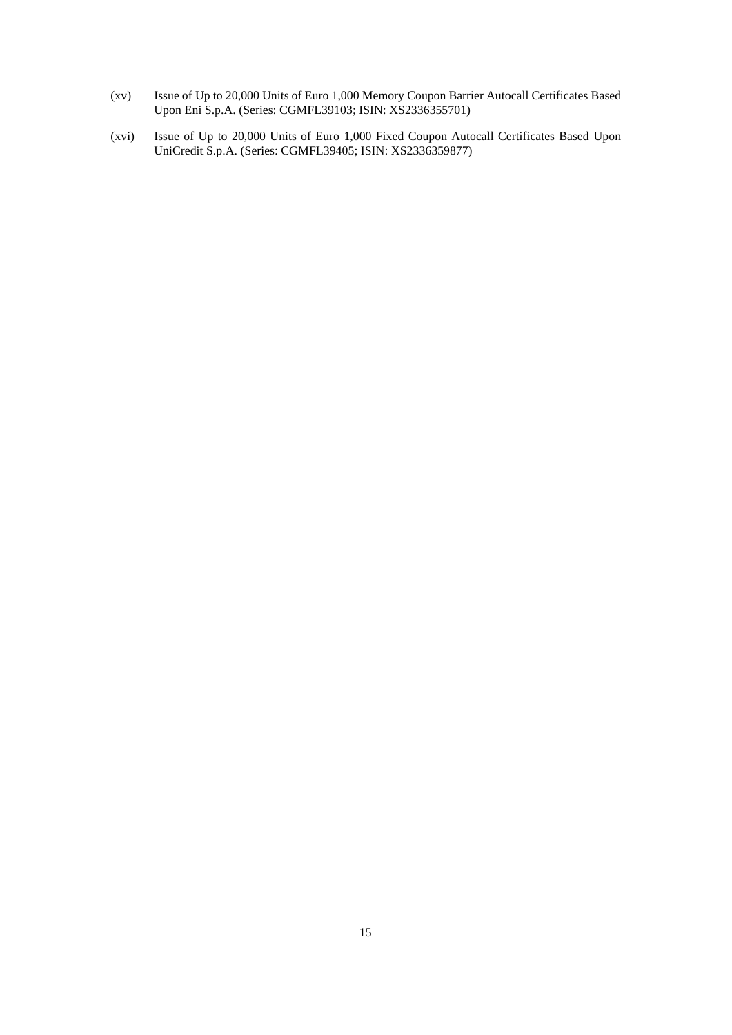(xv) Issue of Up to 20,000 Units of Euro 1,000 Memory Coupon Barrier Autocall Certificates Based Upon Eni S.p.A. (Series: CGMFL39103; ISIN: XS2336355701)

(xvi) Issue of Up to 20,000 Units of Euro 1,000 Fixed Coupon Autocall Certificates Based Upon UniCredit S.p.A. (Series: CGMFL39405; ISIN: XS2336359877)